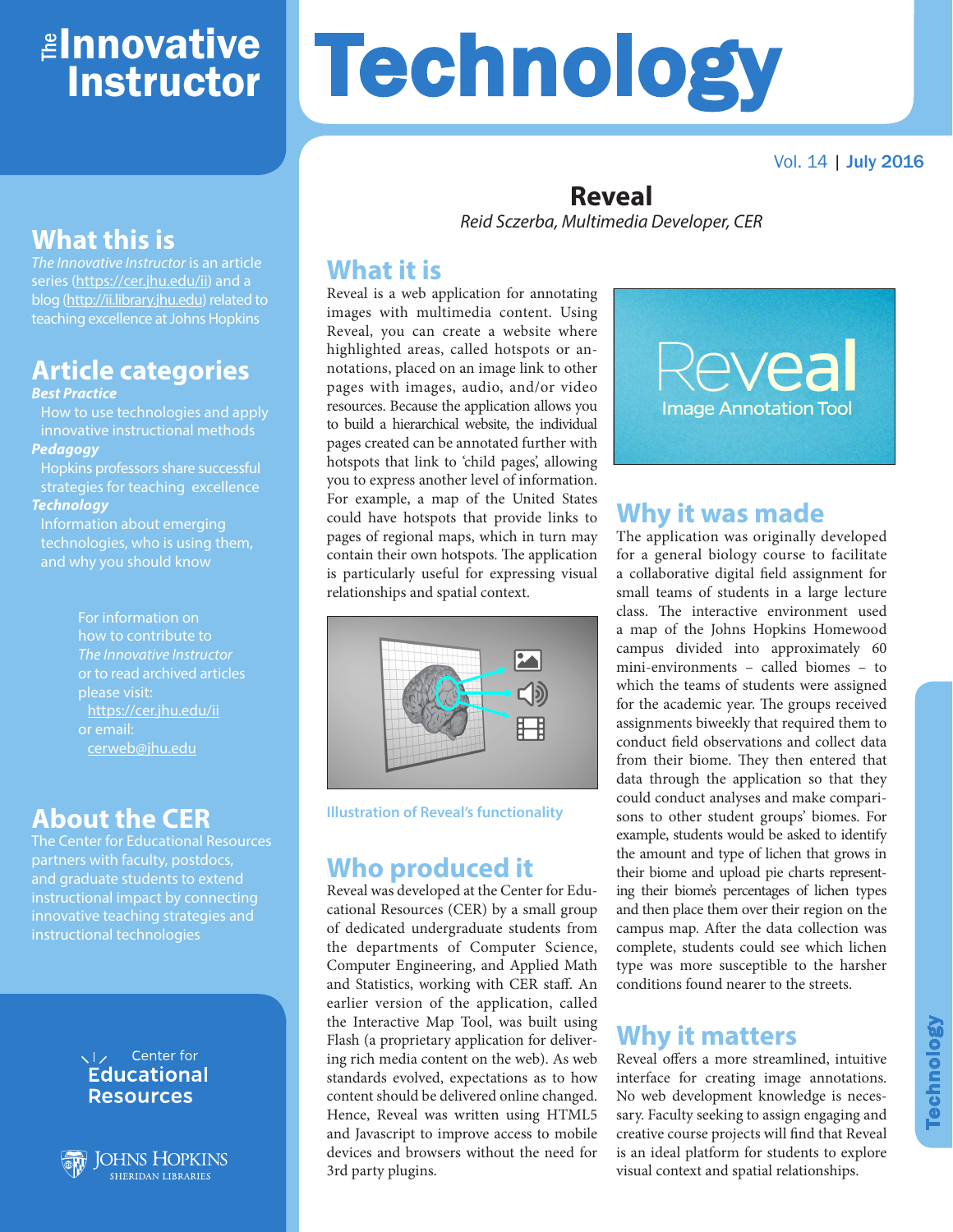# The Innovative Instructor

# Technology

Vol. 14 | July 2016

## What this is

*The Innovative Instructor* is an article series (https://cer.jhu.edu/ii) and a blog (http://ii.library.jhu.edu) related to teaching excellence at Johns Hopkins

## Article categories

***Best Practice***

How to use technologies and apply innovative instructional methods

***Pedagogy***

Hopkins professors share successful strategies for teaching excellence

***Technology***

Information about emerging technologies, who is using them, and why you should know

For information on how to contribute to *The Innovative Instructor* or to read archived articles please visit: https://cer.jhu.edu/ii or email: cerweb@jhu.edu

## About the CER

The Center for Educational Resources partners with faculty, postdocs, and graduate students to extend instructional impact by connecting innovative teaching strategies and instructional technologies

Center for Educational Resources

Johns Hopkins Sheridan Libraries

# Reveal

*Reid Sczerba, Multimedia Developer, CER*

## What it is

Reveal is a web application for annotating images with multimedia content. Using Reveal, you can create a website where highlighted areas, called hotspots or annotations, placed on an image link to other pages with images, audio, and/or video resources. Because the application allows you to build a hierarchical website, the individual pages created can be annotated further with hotspots that link to 'child pages', allowing you to express another level of information. For example, a map of the United States could have hotspots that provide links to pages of regional maps, which in turn may contain their own hotspots. The application is particularly useful for expressing visual relationships and spatial context.

Reveal Image Annotation Tool

Illustration of Reveal's functionality

## Who produced it

Reveal was developed at the Center for Educational Resources (CER) by a small group of dedicated undergraduate students from the departments of Computer Science, Computer Engineering, and Applied Math and Statistics, working with CER staff. An earlier version of the application, called the Interactive Map Tool, was built using Flash (a proprietary application for delivering rich media content on the web). As web standards evolved, expectations as to how content should be delivered online changed. Hence, Reveal was written using HTML5 and Javascript to improve access to mobile devices and browsers without the need for 3rd party plugins.

## Why it was made

The application was originally developed for a general biology course to facilitate a collaborative digital field assignment for small teams of students in a large lecture class. The interactive environment used a map of the Johns Hopkins Homewood campus divided into approximately 60 mini-environments – called biomes – to which the teams of students were assigned for the academic year. The groups received assignments biweekly that required them to conduct field observations and collect data from their biome. They then entered that data through the application so that they could conduct analyses and make comparisons to other student groups' biomes. For example, students would be asked to identify the amount and type of lichen that grows in their biome and upload pie charts representing their biome's percentages of lichen types and then place them over their region on the campus map. After the data collection was complete, students could see which lichen type was more susceptible to the harsher conditions found nearer to the streets.

## Why it matters

Reveal offers a more streamlined, intuitive interface for creating image annotations. No web development knowledge is necessary. Faculty seeking to assign engaging and creative course projects will find that Reveal is an ideal platform for students to explore visual context and spatial relationships.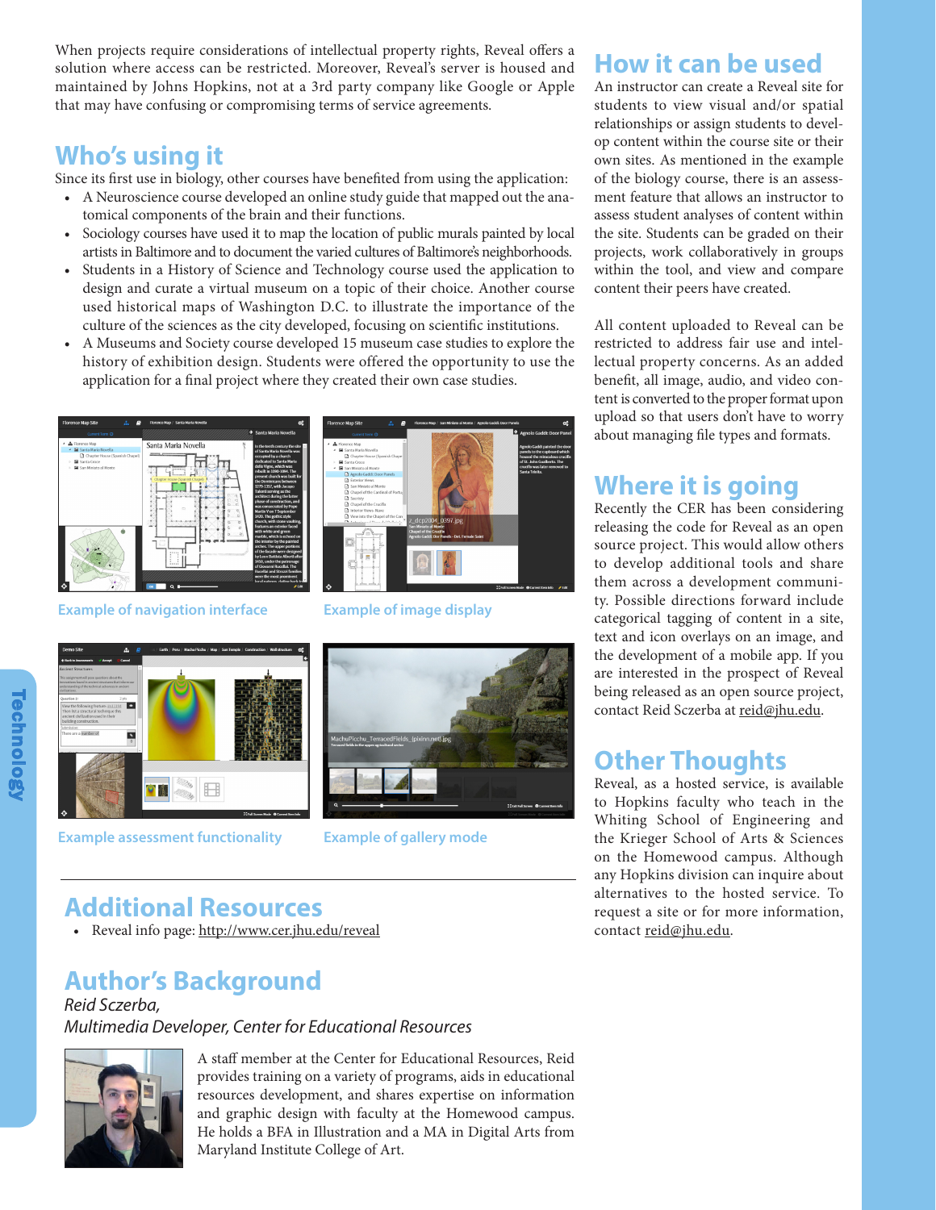When projects require considerations of intellectual property rights, Reveal offers a solution where access can be restricted. Moreover, Reveal's server is housed and maintained by Johns Hopkins, not at a 3rd party company like Google or Apple that may have confusing or compromising terms of service agreements.

## Who's using it

Since its first use in biology, other courses have benefited from using the application:

- A Neuroscience course developed an online study guide that mapped out the anatomical components of the brain and their functions.
- Sociology courses have used it to map the location of public murals painted by local artists in Baltimore and to document the varied cultures of Baltimore's neighborhoods.
- Students in a History of Science and Technology course used the application to design and curate a virtual museum on a topic of their choice. Another course used historical maps of Washington D.C. to illustrate the importance of the culture of the sciences as the city developed, focusing on scientific institutions.
- A Museums and Society course developed 15 museum case studies to explore the history of exhibition design. Students were offered the opportunity to use the application for a final project where they created their own case studies.

Example of navigation interface

Example of image display

Example assessment functionality

Example of gallery mode

## Additional Resources

- Reveal info page: http://www.cer.jhu.edu/reveal

## Author's Background

*Reid Sczerba,*
*Multimedia Developer, Center for Educational Resources*

A staff member at the Center for Educational Resources, Reid provides training on a variety of programs, aids in educational resources development, and shares expertise on information and graphic design with faculty at the Homewood campus. He holds a BFA in Illustration and a MA in Digital Arts from Maryland Institute College of Art.

## How it can be used

An instructor can create a Reveal site for students to view visual and/or spatial relationships or assign students to develop content within the course site or their own sites. As mentioned in the example of the biology course, there is an assessment feature that allows an instructor to assess student analyses of content within the site. Students can be graded on their projects, work collaboratively in groups within the tool, and view and compare content their peers have created.

All content uploaded to Reveal can be restricted to address fair use and intellectual property concerns. As an added benefit, all image, audio, and video content is converted to the proper format upon upload so that users don't have to worry about managing file types and formats.

## Where it is going

Recently the CER has been considering releasing the code for Reveal as an open source project. This would allow others to develop additional tools and share them across a development community. Possible directions forward include categorical tagging of content in a site, text and icon overlays on an image, and the development of a mobile app. If you are interested in the prospect of Reveal being released as an open source project, contact Reid Sczerba at reid@jhu.edu.

## Other Thoughts

Reveal, as a hosted service, is available to Hopkins faculty who teach in the Whiting School of Engineering and the Krieger School of Arts & Sciences on the Homewood campus. Although any Hopkins division can inquire about alternatives to the hosted service. To request a site or for more information, contact reid@jhu.edu.